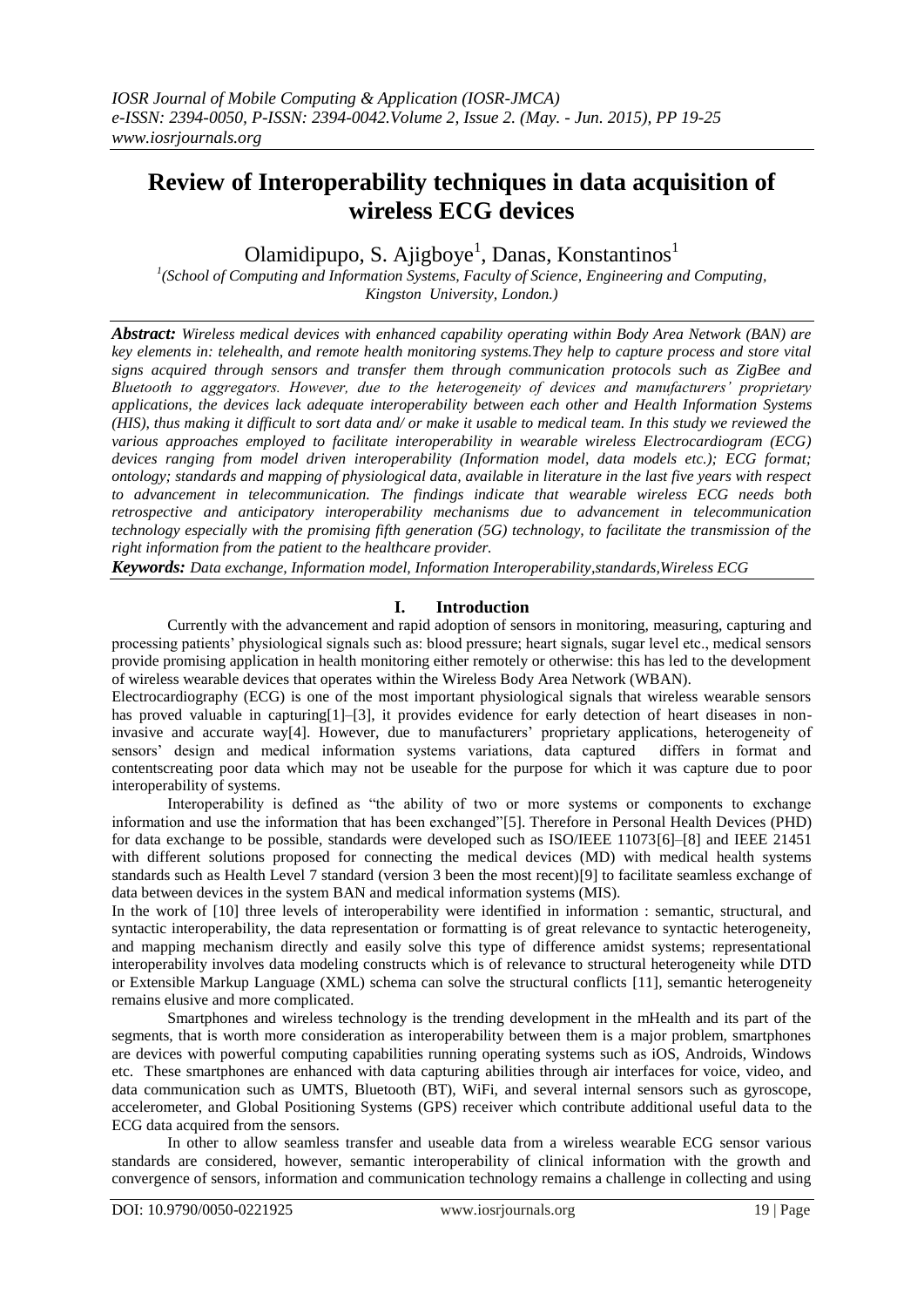# Review of Interoperability techniques in data acquisition of wireless ECG devices

Olamidipupo, S. Ajigboye[1], Danas, Konstantinos[1]

[1](School of Computing and Information Systems, Faculty of Science, Engineering and Computing, Kingston University, London.)

***Abstract:*** *Wireless medical devices with enhanced capability operating within Body Area Network (BAN) are key elements in: telehealth, and remote health monitoring systems.They help to capture process and store vital signs acquired through sensors and transfer them through communication protocols such as ZigBee and Bluetooth to aggregators. However, due to the heterogeneity of devices and manufacturers' proprietary applications, the devices lack adequate interoperability between each other and Health Information Systems (HIS), thus making it difficult to sort data and/ or make it usable to medical team. In this study we reviewed the various approaches employed to facilitate interoperability in wearable wireless Electrocardiogram (ECG) devices ranging from model driven interoperability (Information model, data models etc.); ECG format; ontology; standards and mapping of physiological data, available in literature in the last five years with respect to advancement in telecommunication. The findings indicate that wearable wireless ECG needs both retrospective and anticipatory interoperability mechanisms due to advancement in telecommunication technology especially with the promising fifth generation (5G) technology, to facilitate the transmission of the right information from the patient to the healthcare provider.*

***Keywords:*** *Data exchange, Information model, Information Interoperability,standards,Wireless ECG*

## I. Introduction

Currently with the advancement and rapid adoption of sensors in monitoring, measuring, capturing and processing patients' physiological signals such as: blood pressure; heart signals, sugar level etc., medical sensors provide promising application in health monitoring either remotely or otherwise: this has led to the development of wireless wearable devices that operates within the Wireless Body Area Network (WBAN).

Electrocardiography (ECG) is one of the most important physiological signals that wireless wearable sensors has proved valuable in capturing[1]–[3], it provides evidence for early detection of heart diseases in non-invasive and accurate way[4]. However, due to manufacturers' proprietary applications, heterogeneity of sensors' design and medical information systems variations, data captured differs in format and contentscreating poor data which may not be useable for the purpose for which it was capture due to poor interoperability of systems.

Interoperability is defined as "the ability of two or more systems or components to exchange information and use the information that has been exchanged"[5]. Therefore in Personal Health Devices (PHD) for data exchange to be possible, standards were developed such as ISO/IEEE 11073[6]–[8] and IEEE 21451 with different solutions proposed for connecting the medical devices (MD) with medical health systems standards such as Health Level 7 standard (version 3 been the most recent)[9] to facilitate seamless exchange of data between devices in the system BAN and medical information systems (MIS).

In the work of [10] three levels of interoperability were identified in information : semantic, structural, and syntactic interoperability, the data representation or formatting is of great relevance to syntactic heterogeneity, and mapping mechanism directly and easily solve this type of difference amidst systems; representational interoperability involves data modeling constructs which is of relevance to structural heterogeneity while DTD or Extensible Markup Language (XML) schema can solve the structural conflicts [11], semantic heterogeneity remains elusive and more complicated.

Smartphones and wireless technology is the trending development in the mHealth and its part of the segments, that is worth more consideration as interoperability between them is a major problem, smartphones are devices with powerful computing capabilities running operating systems such as iOS, Androids, Windows etc. These smartphones are enhanced with data capturing abilities through air interfaces for voice, video, and data communication such as UMTS, Bluetooth (BT), WiFi, and several internal sensors such as gyroscope, accelerometer, and Global Positioning Systems (GPS) receiver which contribute additional useful data to the ECG data acquired from the sensors.

In other to allow seamless transfer and useable data from a wireless wearable ECG sensor various standards are considered, however, semantic interoperability of clinical information with the growth and convergence of sensors, information and communication technology remains a challenge in collecting and using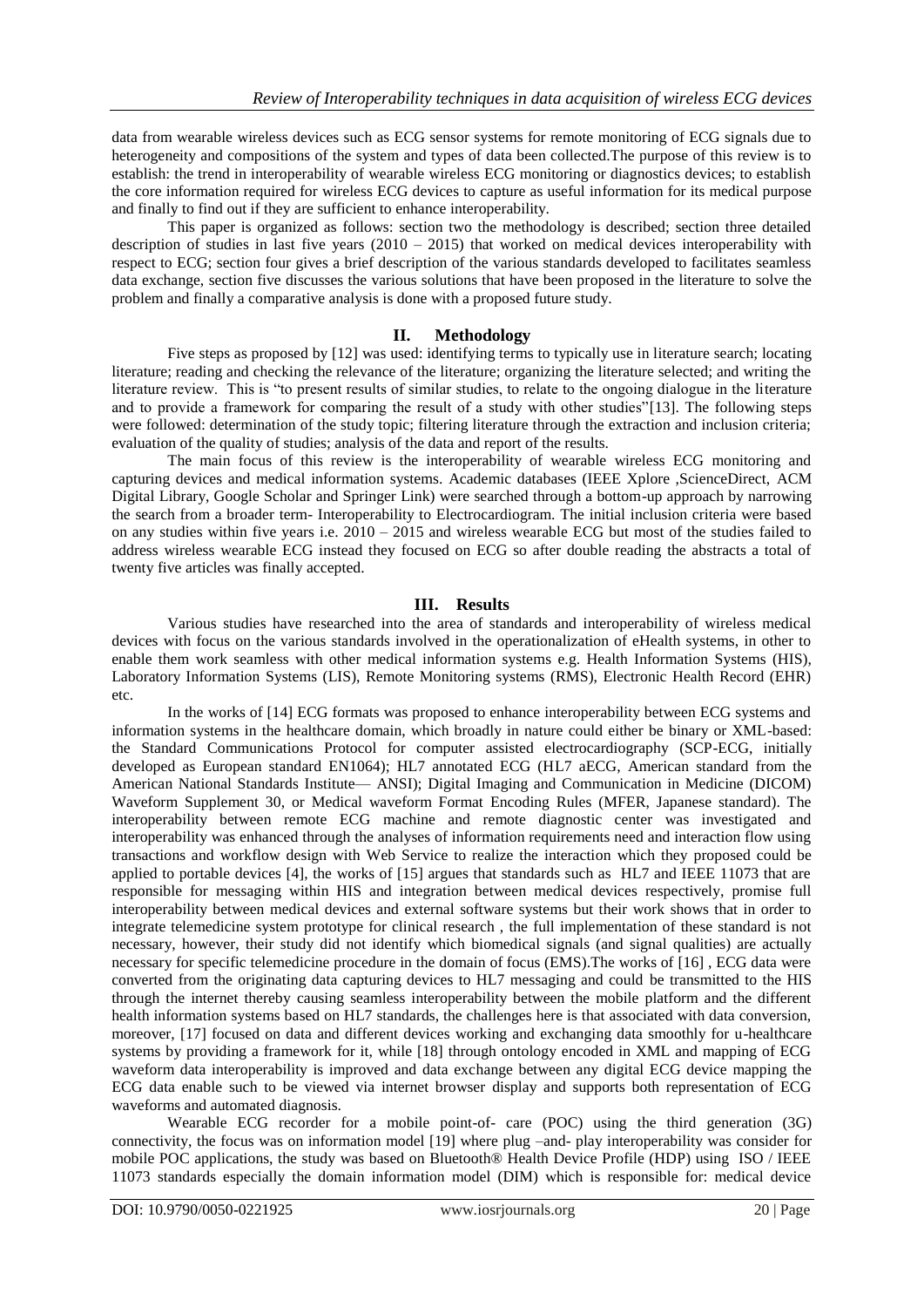data from wearable wireless devices such as ECG sensor systems for remote monitoring of ECG signals due to heterogeneity and compositions of the system and types of data been collected.The purpose of this review is to establish: the trend in interoperability of wearable wireless ECG monitoring or diagnostics devices; to establish the core information required for wireless ECG devices to capture as useful information for its medical purpose and finally to find out if they are sufficient to enhance interoperability.

This paper is organized as follows: section two the methodology is described; section three detailed description of studies in last five years (2010 – 2015) that worked on medical devices interoperability with respect to ECG; section four gives a brief description of the various standards developed to facilitates seamless data exchange, section five discusses the various solutions that have been proposed in the literature to solve the problem and finally a comparative analysis is done with a proposed future study.

## II. Methodology

Five steps as proposed by [12] was used: identifying terms to typically use in literature search; locating literature; reading and checking the relevance of the literature; organizing the literature selected; and writing the literature review. This is "to present results of similar studies, to relate to the ongoing dialogue in the literature and to provide a framework for comparing the result of a study with other studies"[13]. The following steps were followed: determination of the study topic; filtering literature through the extraction and inclusion criteria; evaluation of the quality of studies; analysis of the data and report of the results.

The main focus of this review is the interoperability of wearable wireless ECG monitoring and capturing devices and medical information systems. Academic databases (IEEE Xplore ,ScienceDirect, ACM Digital Library, Google Scholar and Springer Link) were searched through a bottom-up approach by narrowing the search from a broader term- Interoperability to Electrocardiogram. The initial inclusion criteria were based on any studies within five years i.e. 2010 – 2015 and wireless wearable ECG but most of the studies failed to address wireless wearable ECG instead they focused on ECG so after double reading the abstracts a total of twenty five articles was finally accepted.

## III. Results

Various studies have researched into the area of standards and interoperability of wireless medical devices with focus on the various standards involved in the operationalization of eHealth systems, in other to enable them work seamless with other medical information systems e.g. Health Information Systems (HIS), Laboratory Information Systems (LIS), Remote Monitoring systems (RMS), Electronic Health Record (EHR) etc.

In the works of [14] ECG formats was proposed to enhance interoperability between ECG systems and information systems in the healthcare domain, which broadly in nature could either be binary or XML-based: the Standard Communications Protocol for computer assisted electrocardiography (SCP-ECG, initially developed as European standard EN1064); HL7 annotated ECG (HL7 aECG, American standard from the American National Standards Institute— ANSI); Digital Imaging and Communication in Medicine (DICOM) Waveform Supplement 30, or Medical waveform Format Encoding Rules (MFER, Japanese standard). The interoperability between remote ECG machine and remote diagnostic center was investigated and interoperability was enhanced through the analyses of information requirements need and interaction flow using transactions and workflow design with Web Service to realize the interaction which they proposed could be applied to portable devices [4], the works of [15] argues that standards such as HL7 and IEEE 11073 that are responsible for messaging within HIS and integration between medical devices respectively, promise full interoperability between medical devices and external software systems but their work shows that in order to integrate telemedicine system prototype for clinical research , the full implementation of these standard is not necessary, however, their study did not identify which biomedical signals (and signal qualities) are actually necessary for specific telemedicine procedure in the domain of focus (EMS).The works of [16] , ECG data were converted from the originating data capturing devices to HL7 messaging and could be transmitted to the HIS through the internet thereby causing seamless interoperability between the mobile platform and the different health information systems based on HL7 standards, the challenges here is that associated with data conversion, moreover, [17] focused on data and different devices working and exchanging data smoothly for u-healthcare systems by providing a framework for it, while [18] through ontology encoded in XML and mapping of ECG waveform data interoperability is improved and data exchange between any digital ECG device mapping the ECG data enable such to be viewed via internet browser display and supports both representation of ECG waveforms and automated diagnosis.

Wearable ECG recorder for a mobile point-of- care (POC) using the third generation (3G) connectivity, the focus was on information model [19] where plug –and- play interoperability was consider for mobile POC applications, the study was based on Bluetooth® Health Device Profile (HDP) using ISO / IEEE 11073 standards especially the domain information model (DIM) which is responsible for: medical device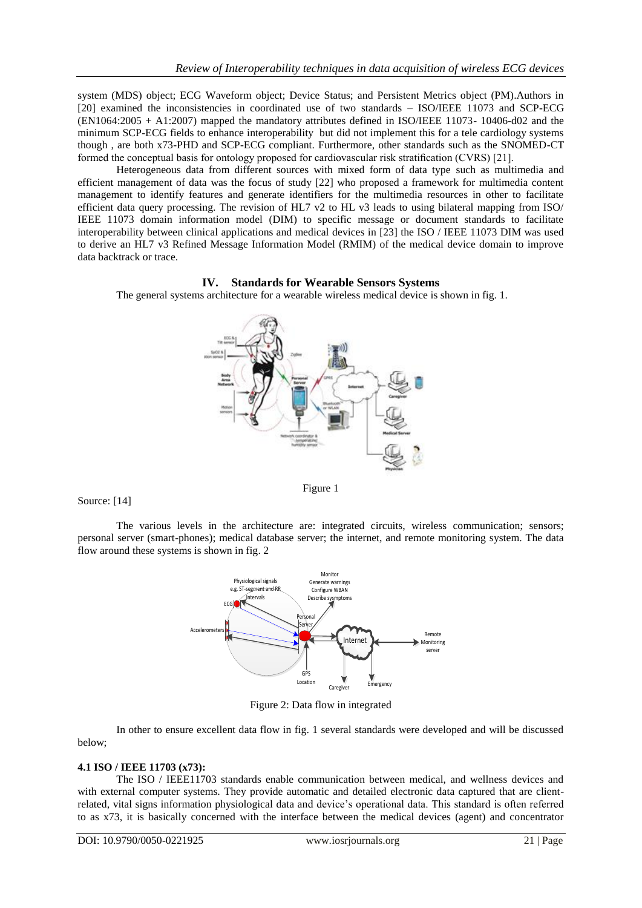system (MDS) object; ECG Waveform object; Device Status; and Persistent Metrics object (PM).Authors in [20] examined the inconsistencies in coordinated use of two standards – ISO/IEEE 11073 and SCP-ECG (EN1064:2005 + A1:2007) mapped the mandatory attributes defined in ISO/IEEE 11073- 10406-d02 and the minimum SCP-ECG fields to enhance interoperability but did not implement this for a tele cardiology systems though , are both x73-PHD and SCP-ECG compliant. Furthermore, other standards such as the SNOMED-CT formed the conceptual basis for ontology proposed for cardiovascular risk stratification (CVRS) [21].

Heterogeneous data from different sources with mixed form of data type such as multimedia and efficient management of data was the focus of study [22] who proposed a framework for multimedia content management to identify features and generate identifiers for the multimedia resources in other to facilitate efficient data query processing. The revision of HL7 v2 to HL v3 leads to using bilateral mapping from ISO/ IEEE 11073 domain information model (DIM) to specific message or document standards to facilitate interoperability between clinical applications and medical devices in [23] the ISO / IEEE 11073 DIM was used to derive an HL7 v3 Refined Message Information Model (RMIM) of the medical device domain to improve data backtrack or trace.

## IV. Standards for Wearable Sensors Systems

The general systems architecture for a wearable wireless medical device is shown in fig. 1.

Figure 1

Source: [14]

The various levels in the architecture are: integrated circuits, wireless communication; sensors; personal server (smart-phones); medical database server; the internet, and remote monitoring system. The data flow around these systems is shown in fig. 2

Figure 2: Data flow in integrated

In other to ensure excellent data flow in fig. 1 several standards were developed and will be discussed below;

### 4.1 ISO / IEEE 11703 (x73):

The ISO / IEEE11703 standards enable communication between medical, and wellness devices and with external computer systems. They provide automatic and detailed electronic data captured that are client-related, vital signs information physiological data and device's operational data. This standard is often referred to as x73, it is basically concerned with the interface between the medical devices (agent) and concentrator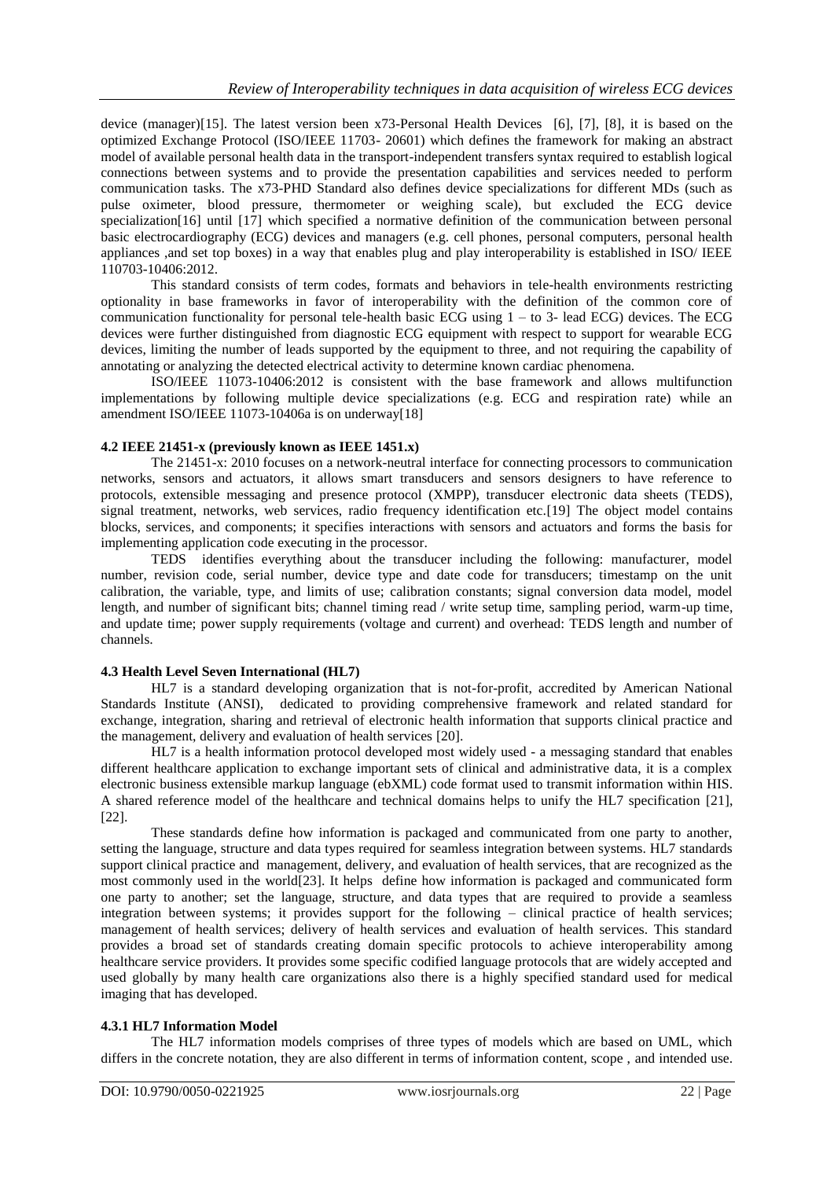device (manager)[15]. The latest version been x73-Personal Health Devices [6], [7], [8], it is based on the optimized Exchange Protocol (ISO/IEEE 11703- 20601) which defines the framework for making an abstract model of available personal health data in the transport-independent transfers syntax required to establish logical connections between systems and to provide the presentation capabilities and services needed to perform communication tasks. The x73-PHD Standard also defines device specializations for different MDs (such as pulse oximeter, blood pressure, thermometer or weighing scale), but excluded the ECG device specialization[16] until [17] which specified a normative definition of the communication between personal basic electrocardiography (ECG) devices and managers (e.g. cell phones, personal computers, personal health appliances ,and set top boxes) in a way that enables plug and play interoperability is established in ISO/ IEEE 110703-10406:2012.

This standard consists of term codes, formats and behaviors in tele-health environments restricting optionality in base frameworks in favor of interoperability with the definition of the common core of communication functionality for personal tele-health basic ECG using 1 – to 3- lead ECG) devices. The ECG devices were further distinguished from diagnostic ECG equipment with respect to support for wearable ECG devices, limiting the number of leads supported by the equipment to three, and not requiring the capability of annotating or analyzing the detected electrical activity to determine known cardiac phenomena.

ISO/IEEE 11073-10406:2012 is consistent with the base framework and allows multifunction implementations by following multiple device specializations (e.g. ECG and respiration rate) while an amendment ISO/IEEE 11073-10406a is on underway[18]

### 4.2 IEEE 21451-x (previously known as IEEE 1451.x)

The 21451-x: 2010 focuses on a network-neutral interface for connecting processors to communication networks, sensors and actuators, it allows smart transducers and sensors designers to have reference to protocols, extensible messaging and presence protocol (XMPP), transducer electronic data sheets (TEDS), signal treatment, networks, web services, radio frequency identification etc.[19] The object model contains blocks, services, and components; it specifies interactions with sensors and actuators and forms the basis for implementing application code executing in the processor.

TEDS identifies everything about the transducer including the following: manufacturer, model number, revision code, serial number, device type and date code for transducers; timestamp on the unit calibration, the variable, type, and limits of use; calibration constants; signal conversion data model, model length, and number of significant bits; channel timing read / write setup time, sampling period, warm-up time, and update time; power supply requirements (voltage and current) and overhead: TEDS length and number of channels.

### 4.3 Health Level Seven International (HL7)

HL7 is a standard developing organization that is not-for-profit, accredited by American National Standards Institute (ANSI), dedicated to providing comprehensive framework and related standard for exchange, integration, sharing and retrieval of electronic health information that supports clinical practice and the management, delivery and evaluation of health services [20].

HL7 is a health information protocol developed most widely used - a messaging standard that enables different healthcare application to exchange important sets of clinical and administrative data, it is a complex electronic business extensible markup language (ebXML) code format used to transmit information within HIS. A shared reference model of the healthcare and technical domains helps to unify the HL7 specification [21], [22].

These standards define how information is packaged and communicated from one party to another, setting the language, structure and data types required for seamless integration between systems. HL7 standards support clinical practice and management, delivery, and evaluation of health services, that are recognized as the most commonly used in the world[23]. It helps define how information is packaged and communicated form one party to another; set the language, structure, and data types that are required to provide a seamless integration between systems; it provides support for the following – clinical practice of health services; management of health services; delivery of health services and evaluation of health services. This standard provides a broad set of standards creating domain specific protocols to achieve interoperability among healthcare service providers. It provides some specific codified language protocols that are widely accepted and used globally by many health care organizations also there is a highly specified standard used for medical imaging that has developed.

#### 4.3.1 HL7 Information Model

The HL7 information models comprises of three types of models which are based on UML, which differs in the concrete notation, they are also different in terms of information content, scope , and intended use.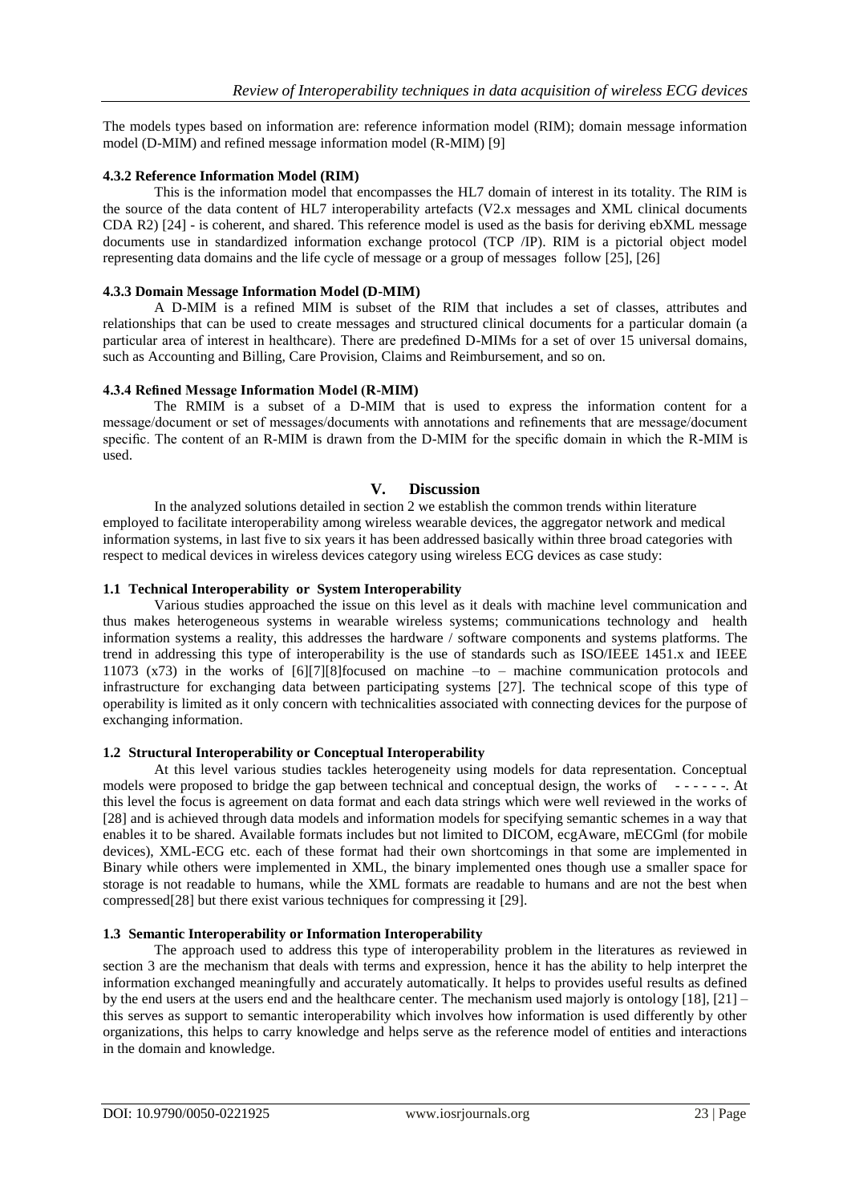The models types based on information are: reference information model (RIM); domain message information model (D-MIM) and refined message information model (R-MIM) [9]

#### 4.3.2 Reference Information Model (RIM)

This is the information model that encompasses the HL7 domain of interest in its totality. The RIM is the source of the data content of HL7 interoperability artefacts (V2.x messages and XML clinical documents CDA R2) [24] - is coherent, and shared. This reference model is used as the basis for deriving ebXML message documents use in standardized information exchange protocol (TCP /IP). RIM is a pictorial object model representing data domains and the life cycle of message or a group of messages follow [25], [26]

#### 4.3.3 Domain Message Information Model (D-MIM)

A D-MIM is a refined MIM is subset of the RIM that includes a set of classes, attributes and relationships that can be used to create messages and structured clinical documents for a particular domain (a particular area of interest in healthcare). There are predefined D-MIMs for a set of over 15 universal domains, such as Accounting and Billing, Care Provision, Claims and Reimbursement, and so on.

#### 4.3.4 Refined Message Information Model (R-MIM)

The RMIM is a subset of a D-MIM that is used to express the information content for a message/document or set of messages/documents with annotations and refinements that are message/document specific. The content of an R-MIM is drawn from the D-MIM for the specific domain in which the R-MIM is used.

## V. Discussion

In the analyzed solutions detailed in section 2 we establish the common trends within literature employed to facilitate interoperability among wireless wearable devices, the aggregator network and medical information systems, in last five to six years it has been addressed basically within three broad categories with respect to medical devices in wireless devices category using wireless ECG devices as case study:

#### 1.1 Technical Interoperability or System Interoperability

Various studies approached the issue on this level as it deals with machine level communication and thus makes heterogeneous systems in wearable wireless systems; communications technology and health information systems a reality, this addresses the hardware / software components and systems platforms. The trend in addressing this type of interoperability is the use of standards such as ISO/IEEE 1451.x and IEEE 11073 (x73) in the works of [6][7][8]focused on machine –to – machine communication protocols and infrastructure for exchanging data between participating systems [27]. The technical scope of this type of operability is limited as it only concern with technicalities associated with connecting devices for the purpose of exchanging information.

#### 1.2 Structural Interoperability or Conceptual Interoperability

At this level various studies tackles heterogeneity using models for data representation. Conceptual models were proposed to bridge the gap between technical and conceptual design, the works of - - - - - -. At this level the focus is agreement on data format and each data strings which were well reviewed in the works of [28] and is achieved through data models and information models for specifying semantic schemes in a way that enables it to be shared. Available formats includes but not limited to DICOM, ecgAware, mECGml (for mobile devices), XML-ECG etc. each of these format had their own shortcomings in that some are implemented in Binary while others were implemented in XML, the binary implemented ones though use a smaller space for storage is not readable to humans, while the XML formats are readable to humans and are not the best when compressed[28] but there exist various techniques for compressing it [29].

#### 1.3 Semantic Interoperability or Information Interoperability

The approach used to address this type of interoperability problem in the literatures as reviewed in section 3 are the mechanism that deals with terms and expression, hence it has the ability to help interpret the information exchanged meaningfully and accurately automatically. It helps to provides useful results as defined by the end users at the users end and the healthcare center. The mechanism used majorly is ontology [18], [21] – this serves as support to semantic interoperability which involves how information is used differently by other organizations, this helps to carry knowledge and helps serve as the reference model of entities and interactions in the domain and knowledge.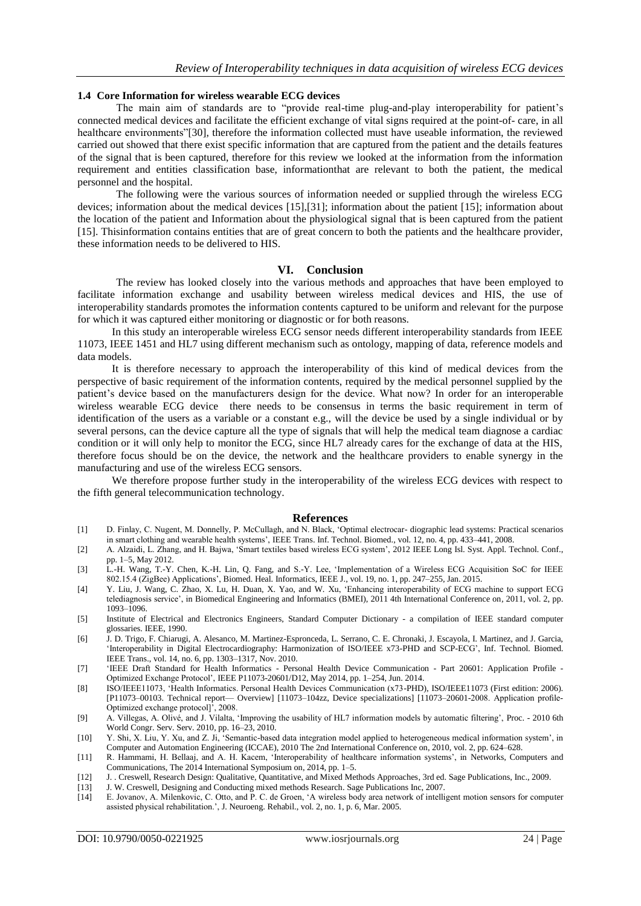### 1.4 Core Information for wireless wearable ECG devices

The main aim of standards are to "provide real-time plug-and-play interoperability for patient's connected medical devices and facilitate the efficient exchange of vital signs required at the point-of- care, in all healthcare environments"[30], therefore the information collected must have useable information, the reviewed carried out showed that there exist specific information that are captured from the patient and the details features of the signal that is been captured, therefore for this review we looked at the information from the information requirement and entities classification base, informationthat are relevant to both the patient, the medical personnel and the hospital.

The following were the various sources of information needed or supplied through the wireless ECG devices; information about the medical devices [15],[31]; information about the patient [15]; information about the location of the patient and Information about the physiological signal that is been captured from the patient [15]. Thisinformation contains entities that are of great concern to both the patients and the healthcare provider, these information needs to be delivered to HIS.

## VI. Conclusion

The review has looked closely into the various methods and approaches that have been employed to facilitate information exchange and usability between wireless medical devices and HIS, the use of interoperability standards promotes the information contents captured to be uniform and relevant for the purpose for which it was captured either monitoring or diagnostic or for both reasons.

In this study an interoperable wireless ECG sensor needs different interoperability standards from IEEE 11073, IEEE 1451 and HL7 using different mechanism such as ontology, mapping of data, reference models and data models.

It is therefore necessary to approach the interoperability of this kind of medical devices from the perspective of basic requirement of the information contents, required by the medical personnel supplied by the patient's device based on the manufacturers design for the device. What now? In order for an interoperable wireless wearable ECG device there needs to be consensus in terms the basic requirement in term of identification of the users as a variable or a constant e.g., will the device be used by a single individual or by several persons, can the device capture all the type of signals that will help the medical team diagnose a cardiac condition or it will only help to monitor the ECG, since HL7 already cares for the exchange of data at the HIS, therefore focus should be on the device, the network and the healthcare providers to enable synergy in the manufacturing and use of the wireless ECG sensors.

We therefore propose further study in the interoperability of the wireless ECG devices with respect to the fifth general telecommunication technology.

## References

[1] D. Finlay, C. Nugent, M. Donnelly, P. McCullagh, and N. Black, 'Optimal electrocar- diographic lead systems: Practical scenarios in smart clothing and wearable health systems', IEEE Trans. Inf. Technol. Biomed., vol. 12, no. 4, pp. 433–441, 2008.

[2] A. Alzaidi, L. Zhang, and H. Bajwa, 'Smart textiles based wireless ECG system', 2012 IEEE Long Isl. Syst. Appl. Technol. Conf., pp. 1–5, May 2012.

[3] L.-H. Wang, T.-Y. Chen, K.-H. Lin, Q. Fang, and S.-Y. Lee, 'Implementation of a Wireless ECG Acquisition SoC for IEEE 802.15.4 (ZigBee) Applications', Biomed. Heal. Informatics, IEEE J., vol. 19, no. 1, pp. 247–255, Jan. 2015.

[4] Y. Liu, J. Wang, C. Zhao, X. Lu, H. Duan, X. Yao, and W. Xu, 'Enhancing interoperability of ECG machine to support ECG telediagnosis service', in Biomedical Engineering and Informatics (BMEI), 2011 4th International Conference on, 2011, vol. 2, pp. 1093–1096.

[5] Institute of Electrical and Electronics Engineers, Standard Computer Dictionary - a compilation of IEEE standard computer glossaries. IEEE, 1990.

[6] J. D. Trigo, F. Chiarugi, A. Alesanco, M. Martinez-Espronceda, L. Serrano, C. E. Chronaki, J. Escayola, I. Martinez, and J. Garcia, 'Interoperability in Digital Electrocardiography: Harmonization of ISO/IEEE x73-PHD and SCP-ECG', Inf. Technol. Biomed. IEEE Trans., vol. 14, no. 6, pp. 1303–1317, Nov. 2010.

[7] 'IEEE Draft Standard for Health Informatics - Personal Health Device Communication - Part 20601: Application Profile - Optimized Exchange Protocol', IEEE P11073-20601/D12, May 2014, pp. 1–254, Jun. 2014.

[8] ISO/IEEE11073, 'Health Informatics. Personal Health Devices Communication (x73-PHD), ISO/IEEE11073 (First edition: 2006). [P11073–00103. Technical report— Overview] [11073–104zz, Device specializations] [11073–20601-2008. Application profile-Optimized exchange protocol]', 2008.

[9] A. Villegas, A. Olivé, and J. Vilalta, 'Improving the usability of HL7 information models by automatic filtering', Proc. - 2010 6th World Congr. Serv. Serv. 2010, pp. 16–23, 2010.

[10] Y. Shi, X. Liu, Y. Xu, and Z. Ji, 'Semantic-based data integration model applied to heterogeneous medical information system', in Computer and Automation Engineering (ICCAE), 2010 The 2nd International Conference on, 2010, vol. 2, pp. 624–628.

[11] R. Hammami, H. Bellaaj, and A. H. Kacem, 'Interoperability of healthcare information systems', in Networks, Computers and Communications, The 2014 International Symposium on, 2014, pp. 1–5.

[12] J. . Creswell, Research Design: Qualitative, Quantitative, and Mixed Methods Approaches, 3rd ed. Sage Publications, Inc., 2009.

[13] J. W. Creswell, Designing and Conducting mixed methods Research. Sage Publications Inc, 2007.

[14] E. Jovanov, A. Milenkovic, C. Otto, and P. C. de Groen, 'A wireless body area network of intelligent motion sensors for computer assisted physical rehabilitation.', J. Neuroeng. Rehabil., vol. 2, no. 1, p. 6, Mar. 2005.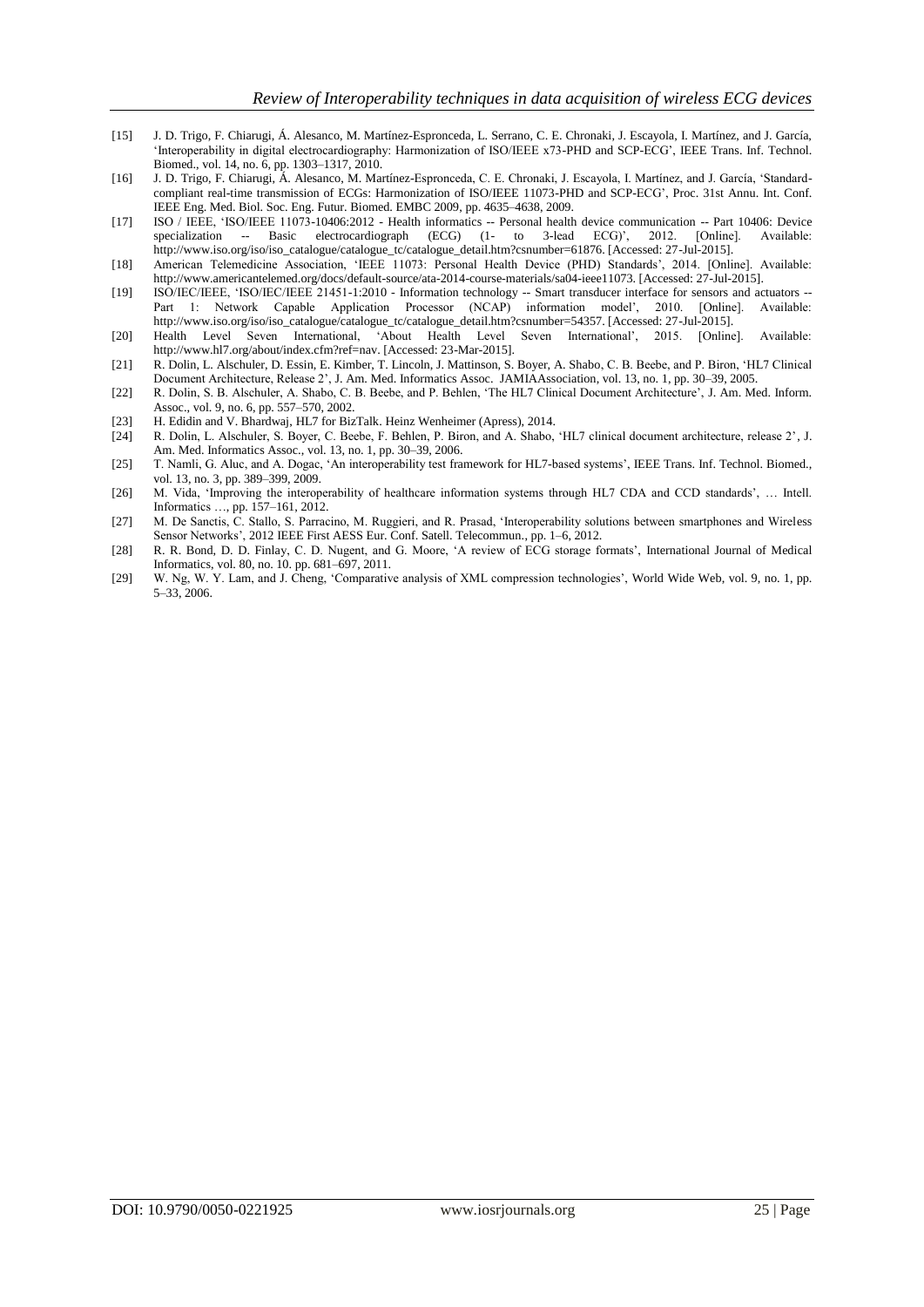[15] J. D. Trigo, F. Chiarugi, Á. Alesanco, M. Martínez-Espronceda, L. Serrano, C. E. Chronaki, J. Escayola, I. Martínez, and J. García, 'Interoperability in digital electrocardiography: Harmonization of ISO/IEEE x73-PHD and SCP-ECG', IEEE Trans. Inf. Technol. Biomed., vol. 14, no. 6, pp. 1303–1317, 2010.

[16] J. D. Trigo, F. Chiarugi, Á. Alesanco, M. Martínez-Espronceda, C. E. Chronaki, J. Escayola, I. Martínez, and J. García, 'Standard-compliant real-time transmission of ECGs: Harmonization of ISO/IEEE 11073-PHD and SCP-ECG', Proc. 31st Annu. Int. Conf. IEEE Eng. Med. Biol. Soc. Eng. Futur. Biomed. EMBC 2009, pp. 4635–4638, 2009.

[17] ISO / IEEE, 'ISO/IEEE 11073-10406:2012 - Health informatics -- Personal health device communication -- Part 10406: Device specialization -- Basic electrocardiograph (ECG) (1- to 3-lead ECG)', 2012. [Online]. Available: http://www.iso.org/iso/iso_catalogue/catalogue_tc/catalogue_detail.htm?csnumber=61876. [Accessed: 27-Jul-2015].

[18] American Telemedicine Association, 'IEEE 11073: Personal Health Device (PHD) Standards', 2014. [Online]. Available: http://www.americantelemed.org/docs/default-source/ata-2014-course-materials/sa04-ieee11073. [Accessed: 27-Jul-2015].

[19] ISO/IEC/IEEE, 'ISO/IEC/IEEE 21451-1:2010 - Information technology -- Smart transducer interface for sensors and actuators -- Part 1: Network Capable Application Processor (NCAP) information model', 2010. [Online]. Available: http://www.iso.org/iso/iso_catalogue/catalogue_tc/catalogue_detail.htm?csnumber=54357. [Accessed: 27-Jul-2015].

[20] Health Level Seven International, 'About Health Level Seven International', 2015. [Online]. Available: http://www.hl7.org/about/index.cfm?ref=nav. [Accessed: 23-Mar-2015].

[21] R. Dolin, L. Alschuler, D. Essin, E. Kimber, T. Lincoln, J. Mattinson, S. Boyer, A. Shabo, C. B. Beebe, and P. Biron, 'HL7 Clinical Document Architecture, Release 2', J. Am. Med. Informatics Assoc. JAMIAAssociation, vol. 13, no. 1, pp. 30–39, 2005.

[22] R. Dolin, S. B. Alschuler, A. Shabo, C. B. Beebe, and P. Behlen, 'The HL7 Clinical Document Architecture', J. Am. Med. Inform. Assoc., vol. 9, no. 6, pp. 557–570, 2002.

[23] H. Edidin and V. Bhardwaj, HL7 for BizTalk. Heinz Wenheimer (Apress), 2014.

[24] R. Dolin, L. Alschuler, S. Boyer, C. Beebe, F. Behlen, P. Biron, and A. Shabo, 'HL7 clinical document architecture, release 2', J. Am. Med. Informatics Assoc., vol. 13, no. 1, pp. 30–39, 2006.

[25] T. Namli, G. Aluc, and A. Dogac, 'An interoperability test framework for HL7-based systems', IEEE Trans. Inf. Technol. Biomed., vol. 13, no. 3, pp. 389–399, 2009.

[26] M. Vida, 'Improving the interoperability of healthcare information systems through HL7 CDA and CCD standards', … Intell. Informatics …, pp. 157–161, 2012.

[27] M. De Sanctis, C. Stallo, S. Parracino, M. Ruggieri, and R. Prasad, 'Interoperability solutions between smartphones and Wireless Sensor Networks', 2012 IEEE First AESS Eur. Conf. Satell. Telecommun., pp. 1–6, 2012.

[28] R. R. Bond, D. D. Finlay, C. D. Nugent, and G. Moore, 'A review of ECG storage formats', International Journal of Medical Informatics, vol. 80, no. 10. pp. 681–697, 2011.

[29] W. Ng, W. Y. Lam, and J. Cheng, 'Comparative analysis of XML compression technologies', World Wide Web, vol. 9, no. 1, pp. 5–33, 2006.